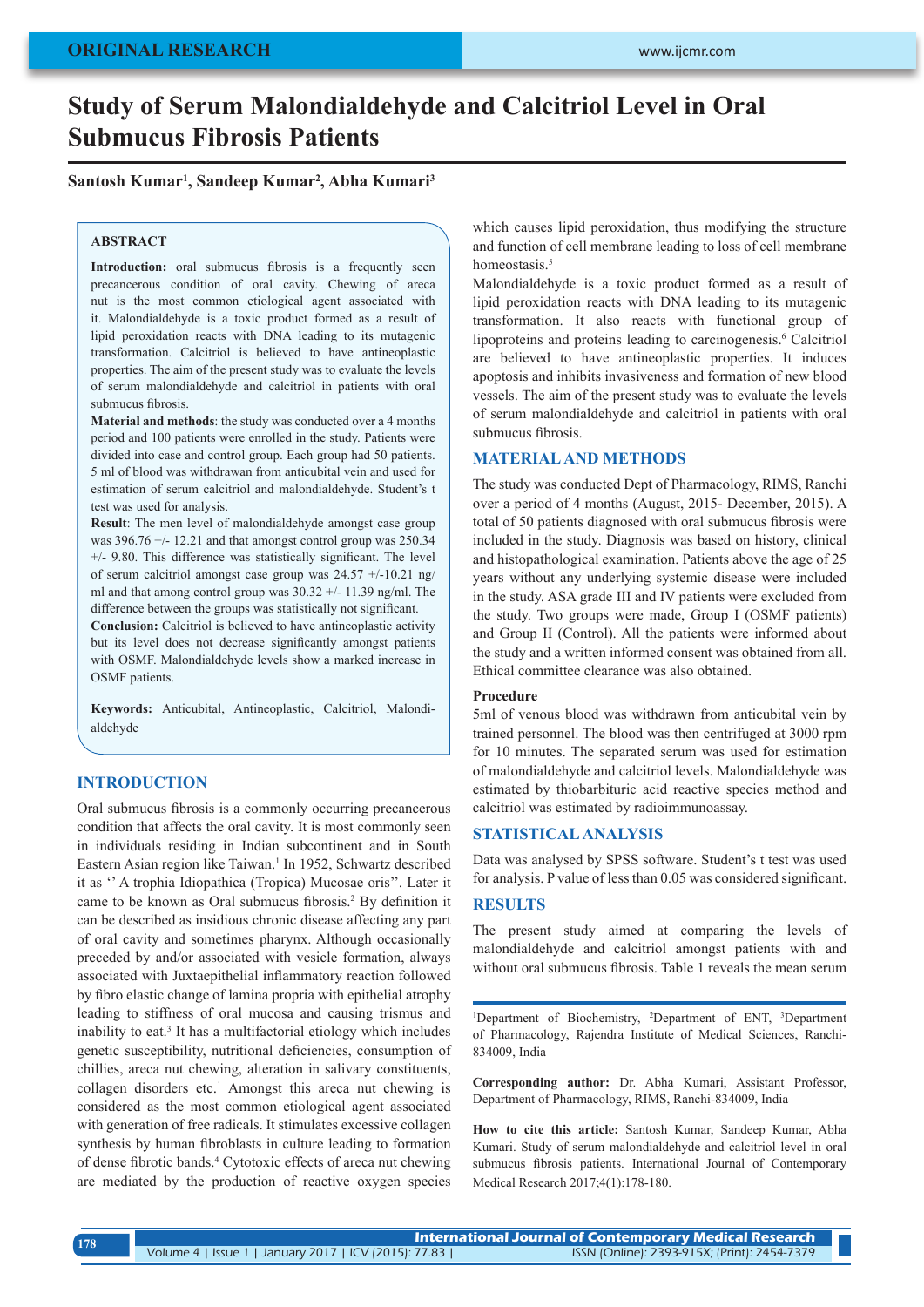ORIGINAL RESEARCH

# Study of Serum Malondialdehyde and Calcitriol Level in Oral Submucus Fibrosis Patients

**Santosh Kumar[1], Sandeep Kumar[2], Abha Kumari[3]**

## ABSTRACT

**Introduction:** oral submucus fibrosis is a frequently seen precancerous condition of oral cavity. Chewing of areca nut is the most common etiological agent associated with it. Malondialdehyde is a toxic product formed as a result of lipid peroxidation reacts with DNA leading to its mutagenic transformation. Calcitriol is believed to have antineoplastic properties. The aim of the present study was to evaluate the levels of serum malondialdehyde and calcitriol in patients with oral submucus fibrosis.

**Material and methods**: the study was conducted over a 4 months period and 100 patients were enrolled in the study. Patients were divided into case and control group. Each group had 50 patients. 5 ml of blood was withdrawan from anticubital vein and used for estimation of serum calcitriol and malondialdehyde. Student's t test was used for analysis.

**Result**: The men level of malondialdehyde amongst case group was 396.76 +/- 12.21 and that amongst control group was 250.34 +/- 9.80. This difference was statistically significant. The level of serum calcitriol amongst case group was 24.57 +/-10.21 ng/ml and that among control group was 30.32 +/- 11.39 ng/ml. The difference between the groups was statistically not significant.

**Conclusion:** Calcitriol is believed to have antineoplastic activity but its level does not decrease significantly amongst patients with OSMF. Malondialdehyde levels show a marked increase in OSMF patients.

**Keywords:** Anticubital, Antineoplastic, Calcitriol, Malondialdehyde

## INTRODUCTION

Oral submucus fibrosis is a commonly occurring precancerous condition that affects the oral cavity. It is most commonly seen in individuals residing in Indian subcontinent and in South Eastern Asian region like Taiwan.[1] In 1952, Schwartz described it as '' A trophia Idiopathica (Tropica) Mucosae oris''. Later it came to be known as Oral submucus fibrosis.[2] By definition it can be described as insidious chronic disease affecting any part of oral cavity and sometimes pharynx. Although occasionally preceded by and/or associated with vesicle formation, always associated with Juxtaepithelial inflammatory reaction followed by fibro elastic change of lamina propria with epithelial atrophy leading to stiffness of oral mucosa and causing trismus and inability to eat.[3] It has a multifactorial etiology which includes genetic susceptibility, nutritional deficiencies, consumption of chillies, areca nut chewing, alteration in salivary constituents, collagen disorders etc.[1] Amongst this areca nut chewing is considered as the most common etiological agent associated with generation of free radicals. It stimulates excessive collagen synthesis by human fibroblasts in culture leading to formation of dense fibrotic bands.[4] Cytotoxic effects of areca nut chewing are mediated by the production of reactive oxygen species which causes lipid peroxidation, thus modifying the structure and function of cell membrane leading to loss of cell membrane homeostasis.[5]

Malondialdehyde is a toxic product formed as a result of lipid peroxidation reacts with DNA leading to its mutagenic transformation. It also reacts with functional group of lipoproteins and proteins leading to carcinogenesis.[6] Calcitriol are believed to have antineoplastic properties. It induces apoptosis and inhibits invasiveness and formation of new blood vessels. The aim of the present study was to evaluate the levels of serum malondialdehyde and calcitriol in patients with oral submucus fibrosis.

## MATERIAL AND METHODS

The study was conducted Dept of Pharmacology, RIMS, Ranchi over a period of 4 months (August, 2015- December, 2015). A total of 50 patients diagnosed with oral submucus fibrosis were included in the study. Diagnosis was based on history, clinical and histopathological examination. Patients above the age of 25 years without any underlying systemic disease were included in the study. ASA grade III and IV patients were excluded from the study. Two groups were made, Group I (OSMF patients) and Group II (Control). All the patients were informed about the study and a written informed consent was obtained from all. Ethical committee clearance was also obtained.

### Procedure

5ml of venous blood was withdrawn from anticubital vein by trained personnel. The blood was then centrifuged at 3000 rpm for 10 minutes. The separated serum was used for estimation of malondialdehyde and calcitriol levels. Malondialdehyde was estimated by thiobarbituric acid reactive species method and calcitriol was estimated by radioimmunoassay.

## STATISTICAL ANALYSIS

Data was analysed by SPSS software. Student's t test was used for analysis. P value of less than 0.05 was considered significant.

## RESULTS

The present study aimed at comparing the levels of malondialdehyde and calcitriol amongst patients with and without oral submucus fibrosis. Table 1 reveals the mean serum

---

[1]Department of Biochemistry, [2]Department of ENT, [3]Department of Pharmacology, Rajendra Institute of Medical Sciences, Ranchi-834009, India

**Corresponding author:** Dr. Abha Kumari, Assistant Professor, Department of Pharmacology, RIMS, Ranchi-834009, India

**How to cite this article:** Santosh Kumar, Sandeep Kumar, Abha Kumari. Study of serum malondialdehyde and calcitriol level in oral submucus fibrosis patients. International Journal of Contemporary Medical Research 2017;4(1):178-180.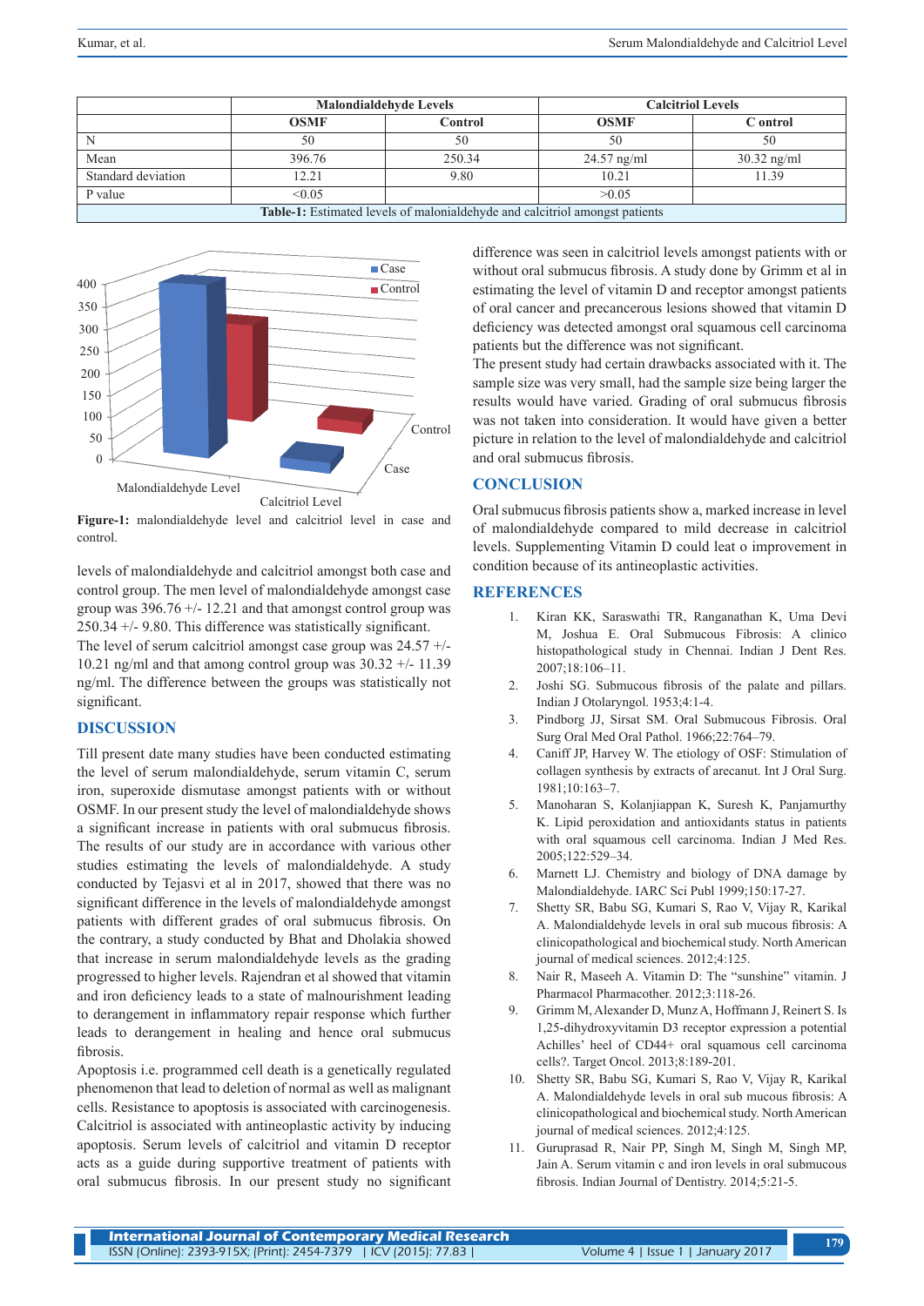|  | Malondialdehyde Levels |  | Calcitriol Levels |  |
|---|---|---|---|---|
|  | OSMF | Control | OSMF | C ontrol |
| N | 50 | 50 | 50 | 50 |
| Mean | 396.76 | 250.34 | 24.57 ng/ml | 30.32 ng/ml |
| Standard deviation | 12.21 | 9.80 | 10.21 | 11.39 |
| P value | <0.05 |  | >0.05 |  |

**Table-1:** Estimated levels of malonialdehyde and calcitriol amongst patients

**Figure-1:** malondialdehyde level and calcitriol level in case and control.

levels of malondialdehyde and calcitriol amongst both case and control group. The men level of malondialdehyde amongst case group was 396.76 +/- 12.21 and that amongst control group was 250.34 +/- 9.80. This difference was statistically significant.

The level of serum calcitriol amongst case group was 24.57 +/- 10.21 ng/ml and that among control group was 30.32 +/- 11.39 ng/ml. The difference between the groups was statistically not significant.

## DISCUSSION

Till present date many studies have been conducted estimating the level of serum malondialdehyde, serum vitamin C, serum iron, superoxide dismutase amongst patients with or without OSMF. In our present study the level of malondialdehyde shows a significant increase in patients with oral submucus fibrosis. The results of our study are in accordance with various other studies estimating the levels of malondialdehyde. A study conducted by Tejasvi et al in 2017, showed that there was no significant difference in the levels of malondialdehyde amongst patients with different grades of oral submucus fibrosis. On the contrary, a study conducted by Bhat and Dholakia showed that increase in serum malondialdehyde levels as the grading progressed to higher levels. Rajendran et al showed that vitamin and iron deficiency leads to a state of malnourishment leading to derangement in inflammatory repair response which further leads to derangement in healing and hence oral submucus fibrosis.

Apoptosis i.e. programmed cell death is a genetically regulated phenomenon that lead to deletion of normal as well as malignant cells. Resistance to apoptosis is associated with carcinogenesis. Calcitriol is associated with antineoplastic activity by inducing apoptosis. Serum levels of calcitriol and vitamin D receptor acts as a guide during supportive treatment of patients with oral submucus fibrosis. In our present study no significant difference was seen in calcitriol levels amongst patients with or without oral submucus fibrosis. A study done by Grimm et al in estimating the level of vitamin D and receptor amongst patients of oral cancer and precancerous lesions showed that vitamin D deficiency was detected amongst oral squamous cell carcinoma patients but the difference was not significant.

The present study had certain drawbacks associated with it. The sample size was very small, had the sample size being larger the results would have varied. Grading of oral submucus fibrosis was not taken into consideration. It would have given a better picture in relation to the level of malondialdehyde and calcitriol and oral submucus fibrosis.

## CONCLUSION

Oral submucus fibrosis patients show a, marked increase in level of malondialdehyde compared to mild decrease in calcitriol levels. Supplementing Vitamin D could leat o improvement in condition because of its antineoplastic activities.

## REFERENCES

1. Kiran KK, Saraswathi TR, Ranganathan K, Uma Devi M, Joshua E. Oral Submucous Fibrosis: A clinico histopathological study in Chennai. Indian J Dent Res. 2007;18:106–11.
2. Joshi SG. Submucous fibrosis of the palate and pillars. Indian J Otolaryngol. 1953;4:1-4.
3. Pindborg JJ, Sirsat SM. Oral Submucous Fibrosis. Oral Surg Oral Med Oral Pathol. 1966;22:764–79.
4. Caniff JP, Harvey W. The etiology of OSF: Stimulation of collagen synthesis by extracts of arecanut. Int J Oral Surg. 1981;10:163–7.
5. Manoharan S, Kolanjiappan K, Suresh K, Panjamurthy K. Lipid peroxidation and antioxidants status in patients with oral squamous cell carcinoma. Indian J Med Res. 2005;122:529–34.
6. Marnett LJ. Chemistry and biology of DNA damage by Malondialdehyde. IARC Sci Publ 1999;150:17-27.
7. Shetty SR, Babu SG, Kumari S, Rao V, Vijay R, Karikal A. Malondialdehyde levels in oral sub mucous fibrosis: A clinicopathological and biochemical study. North American journal of medical sciences. 2012;4:125.
8. Nair R, Maseeh A. Vitamin D: The "sunshine" vitamin. J Pharmacol Pharmacother. 2012;3:118-26.
9. Grimm M, Alexander D, Munz A, Hoffmann J, Reinert S. Is 1,25-dihydroxyvitamin D3 receptor expression a potential Achilles' heel of CD44+ oral squamous cell carcinoma cells?. Target Oncol. 2013;8:189-201.
10. Shetty SR, Babu SG, Kumari S, Rao V, Vijay R, Karikal A. Malondialdehyde levels in oral sub mucous fibrosis: A clinicopathological and biochemical study. North American journal of medical sciences. 2012;4:125.
11. Guruprasad R, Nair PP, Singh M, Singh M, Singh MP, Jain A. Serum vitamin c and iron levels in oral submucous fibrosis. Indian Journal of Dentistry. 2014;5:21-5.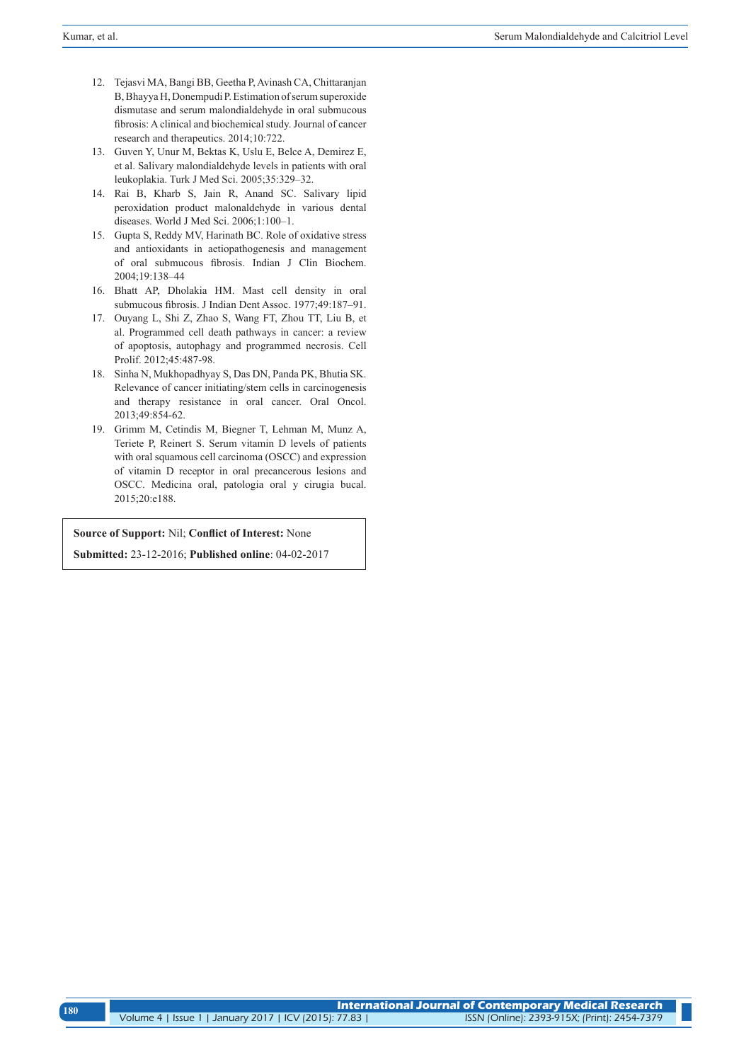12. Tejasvi MA, Bangi BB, Geetha P, Avinash CA, Chittaranjan B, Bhayya H, Donempudi P. Estimation of serum superoxide dismutase and serum malondialdehyde in oral submucous fibrosis: A clinical and biochemical study. Journal of cancer research and therapeutics. 2014;10:722.
13. Guven Y, Unur M, Bektas K, Uslu E, Belce A, Demirez E, et al. Salivary malondialdehyde levels in patients with oral leukoplakia. Turk J Med Sci. 2005;35:329–32.
14. Rai B, Kharb S, Jain R, Anand SC. Salivary lipid peroxidation product malonaldehyde in various dental diseases. World J Med Sci. 2006;1:100–1.
15. Gupta S, Reddy MV, Harinath BC. Role of oxidative stress and antioxidants in aetiopathogenesis and management of oral submucous fibrosis. Indian J Clin Biochem. 2004;19:138–44
16. Bhatt AP, Dholakia HM. Mast cell density in oral submucous fibrosis. J Indian Dent Assoc. 1977;49:187–91.
17. Ouyang L, Shi Z, Zhao S, Wang FT, Zhou TT, Liu B, et al. Programmed cell death pathways in cancer: a review of apoptosis, autophagy and programmed necrosis. Cell Prolif. 2012;45:487-98.
18. Sinha N, Mukhopadhyay S, Das DN, Panda PK, Bhutia SK. Relevance of cancer initiating/stem cells in carcinogenesis and therapy resistance in oral cancer. Oral Oncol. 2013;49:854-62.
19. Grimm M, Cetindis M, Biegner T, Lehman M, Munz A, Teriete P, Reinert S. Serum vitamin D levels of patients with oral squamous cell carcinoma (OSCC) and expression of vitamin D receptor in oral precancerous lesions and OSCC. Medicina oral, patologia oral y cirugia bucal. 2015;20:e188.

**Source of Support:** Nil; **Conflict of Interest:** None

**Submitted:** 23-12-2016; **Published online**: 04-02-2017